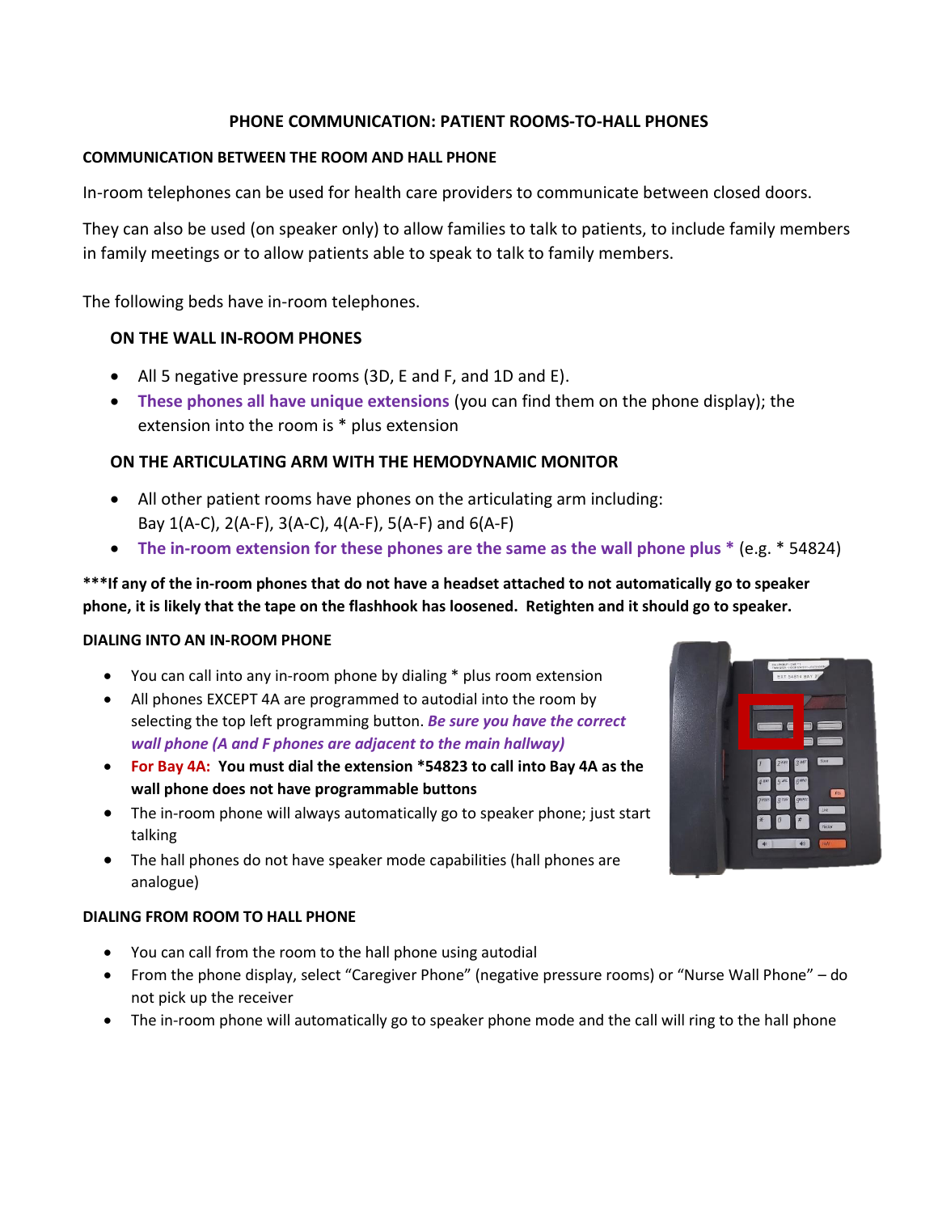# PHONE COMMUNICATION: PATIENT ROOMS-TO-HALL PHONES

## COMMUNICATION BETWEEN THE ROOM AND HALL PHONE

In-room telephones can be used for health care providers to communicate between closed doors.

They can also be used (on speaker only) to allow families to talk to patients, to include family members in family meetings or to allow patients able to speak to talk to family members.

The following beds have in-room telephones.

### ON THE WALL IN-ROOM PHONES

- All 5 negative pressure rooms (3D, E and F, and 1D and E).
- **These phones all have unique extensions** (you can find them on the phone display); the extension into the room is * plus extension

### ON THE ARTICULATING ARM WITH THE HEMODYNAMIC MONITOR

- All other patient rooms have phones on the articulating arm including: Bay 1(A-C), 2(A-F), 3(A-C), 4(A-F), 5(A-F) and 6(A-F)
- **The in-room extension for these phones are the same as the wall phone plus *** (e.g. * 54824)

**\*\*\*If any of the in-room phones that do not have a headset attached to not automatically go to speaker phone, it is likely that the tape on the flashhook has loosened. Retighten and it should go to speaker.**

## DIALING INTO AN IN-ROOM PHONE

- You can call into any in-room phone by dialing * plus room extension
- All phones EXCEPT 4A are programmed to autodial into the room by selecting the top left programming button. ***Be sure you have the correct wall phone (A and F phones are adjacent to the main hallway)***
- **For Bay 4A: You must dial the extension *54823 to call into Bay 4A as the wall phone does not have programmable buttons**
- The in-room phone will always automatically go to speaker phone; just start talking
- The hall phones do not have speaker mode capabilities (hall phones are analogue)

## DIALING FROM ROOM TO HALL PHONE

- You can call from the room to the hall phone using autodial
- From the phone display, select "Caregiver Phone" (negative pressure rooms) or "Nurse Wall Phone" – do not pick up the receiver
- The in-room phone will automatically go to speaker phone mode and the call will ring to the hall phone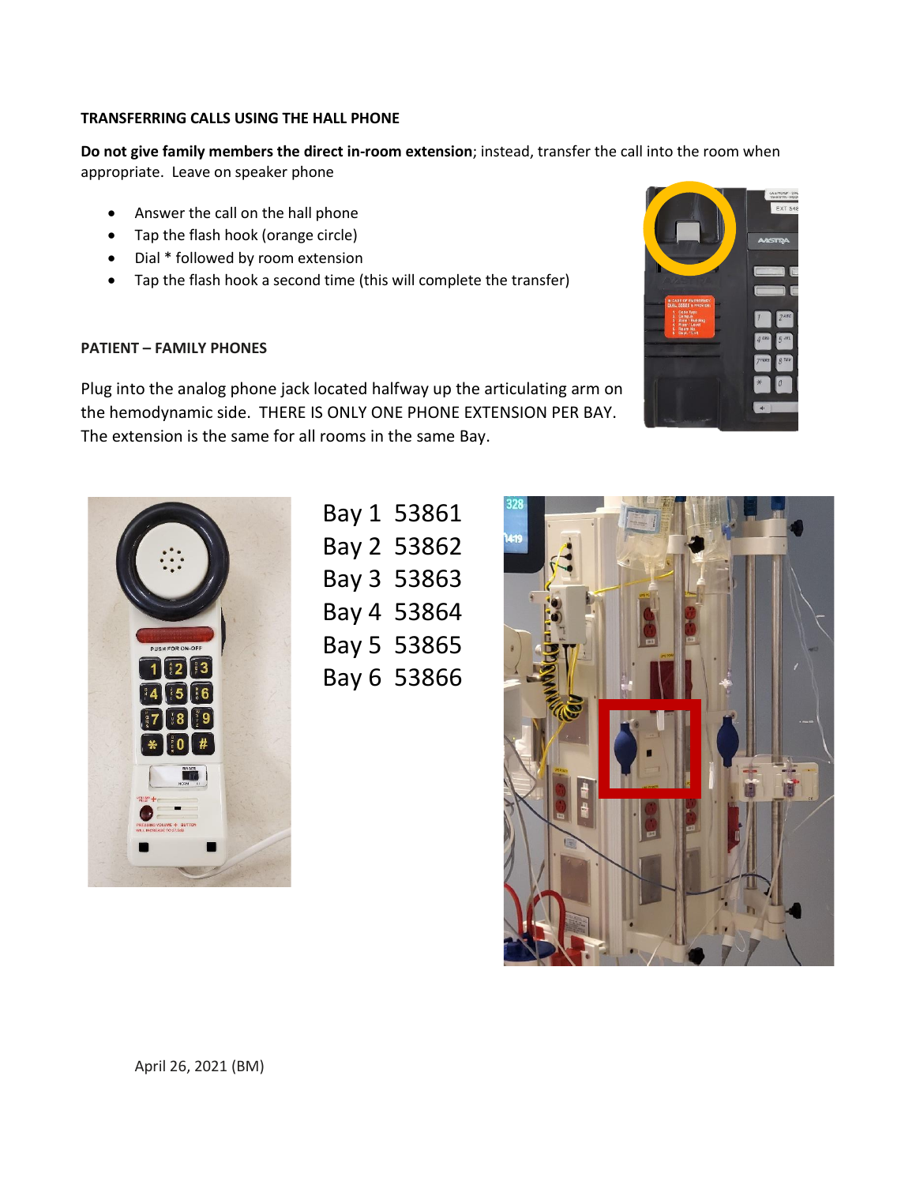**TRANSFERRING CALLS USING THE HALL PHONE**

**Do not give family members the direct in-room extension**; instead, transfer the call into the room when appropriate. Leave on speaker phone

- Answer the call on the hall phone
- Tap the flash hook (orange circle)
- Dial * followed by room extension
- Tap the flash hook a second time (this will complete the transfer)

**PATIENT – FAMILY PHONES**

Plug into the analog phone jack located halfway up the articulating arm on the hemodynamic side. THERE IS ONLY ONE PHONE EXTENSION PER BAY. The extension is the same for all rooms in the same Bay.

| | |
|---|---|
| Bay 1 | 53861 |
| Bay 2 | 53862 |
| Bay 3 | 53863 |
| Bay 4 | 53864 |
| Bay 5 | 53865 |
| Bay 6 | 53866 |

April 26, 2021 (BM)